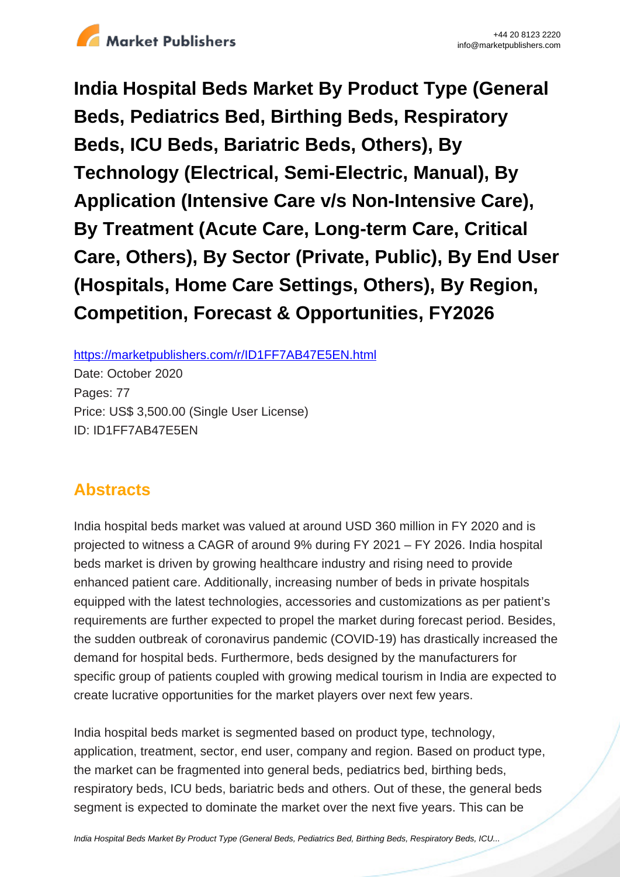# India Hospital Beds Market By Product Type (General Beds, Pediatrics Bed, Birthing Beds, Respiratory Beds, ICU Beds, Bariatric Beds, Others), By Technology (Electrical, Semi-Electric, Manual), By Application (Intensive Care v/s Non-Intensive Care), By Treatment (Acute Care, Long-term Care, Critical Care, Others), By Sector (Private, Public), By End User (Hospitals, Home Care Settings, Others), By Region, Competition, Forecast & Opportunities, FY2026

https://marketpublishers.com/r/ID1FF7AB47E5EN.html

Date: October 2020

Pages: 77

Price: US$ 3,500.00 (Single User License)

ID: ID1FF7AB47E5EN

## Abstracts

India hospital beds market was valued at around USD 360 million in FY 2020 and is projected to witness a CAGR of around 9% during FY 2021 – FY 2026. India hospital beds market is driven by growing healthcare industry and rising need to provide enhanced patient care. Additionally, increasing number of beds in private hospitals equipped with the latest technologies, accessories and customizations as per patient's requirements are further expected to propel the market during forecast period. Besides, the sudden outbreak of coronavirus pandemic (COVID-19) has drastically increased the demand for hospital beds. Furthermore, beds designed by the manufacturers for specific group of patients coupled with growing medical tourism in India are expected to create lucrative opportunities for the market players over next few years.

India hospital beds market is segmented based on product type, technology, application, treatment, sector, end user, company and region. Based on product type, the market can be fragmented into general beds, pediatrics bed, birthing beds, respiratory beds, ICU beds, bariatric beds and others. Out of these, the general beds segment is expected to dominate the market over the next five years. This can be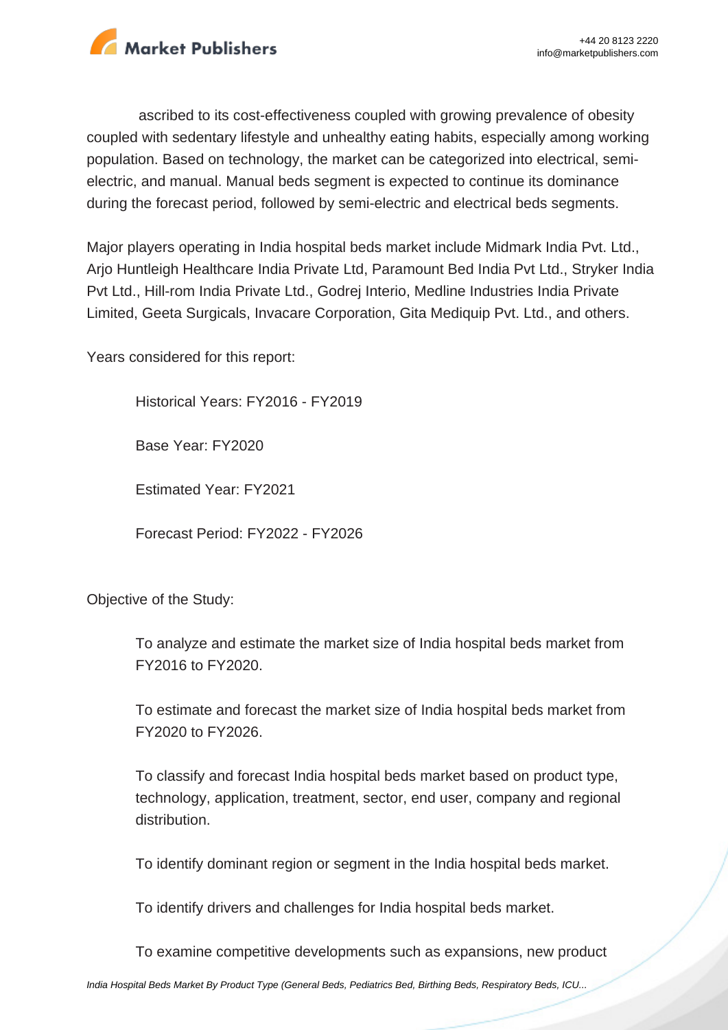ascribed to its cost-effectiveness coupled with growing prevalence of obesity coupled with sedentary lifestyle and unhealthy eating habits, especially among working population. Based on technology, the market can be categorized into electrical, semi-electric, and manual. Manual beds segment is expected to continue its dominance during the forecast period, followed by semi-electric and electrical beds segments.

Major players operating in India hospital beds market include Midmark India Pvt. Ltd., Arjo Huntleigh Healthcare India Private Ltd, Paramount Bed India Pvt Ltd., Stryker India Pvt Ltd., Hill-rom India Private Ltd., Godrej Interio, Medline Industries India Private Limited, Geeta Surgicals, Invacare Corporation, Gita Mediquip Pvt. Ltd., and others.

Years considered for this report:

- Historical Years: FY2016 - FY2019
- Base Year: FY2020
- Estimated Year: FY2021
- Forecast Period: FY2022 - FY2026

Objective of the Study:

- To analyze and estimate the market size of India hospital beds market from FY2016 to FY2020.
- To estimate and forecast the market size of India hospital beds market from FY2020 to FY2026.
- To classify and forecast India hospital beds market based on product type, technology, application, treatment, sector, end user, company and regional distribution.
- To identify dominant region or segment in the India hospital beds market.
- To identify drivers and challenges for India hospital beds market.
- To examine competitive developments such as expansions, new product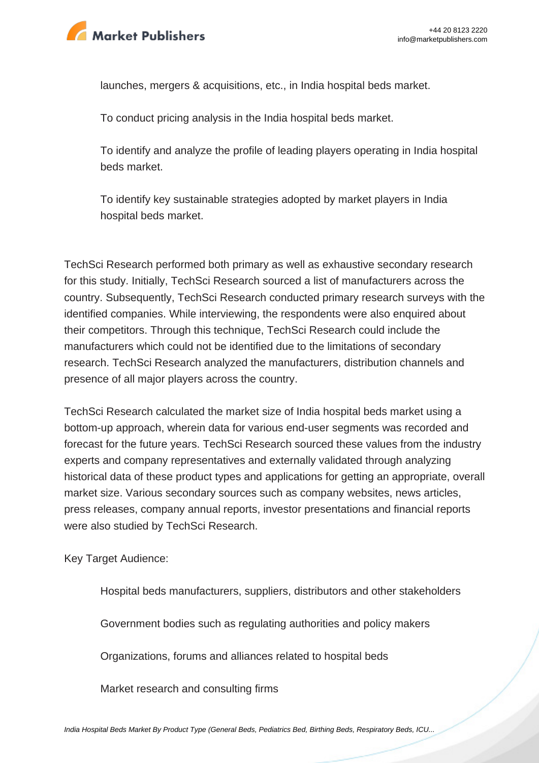launches, mergers & acquisitions, etc., in India hospital beds market.

To conduct pricing analysis in the India hospital beds market.

To identify and analyze the profile of leading players operating in India hospital beds market.

To identify key sustainable strategies adopted by market players in India hospital beds market.

TechSci Research performed both primary as well as exhaustive secondary research for this study. Initially, TechSci Research sourced a list of manufacturers across the country. Subsequently, TechSci Research conducted primary research surveys with the identified companies. While interviewing, the respondents were also enquired about their competitors. Through this technique, TechSci Research could include the manufacturers which could not be identified due to the limitations of secondary research. TechSci Research analyzed the manufacturers, distribution channels and presence of all major players across the country.

TechSci Research calculated the market size of India hospital beds market using a bottom-up approach, wherein data for various end-user segments was recorded and forecast for the future years. TechSci Research sourced these values from the industry experts and company representatives and externally validated through analyzing historical data of these product types and applications for getting an appropriate, overall market size. Various secondary sources such as company websites, news articles, press releases, company annual reports, investor presentations and financial reports were also studied by TechSci Research.

Key Target Audience:

Hospital beds manufacturers, suppliers, distributors and other stakeholders

Government bodies such as regulating authorities and policy makers

Organizations, forums and alliances related to hospital beds

Market research and consulting firms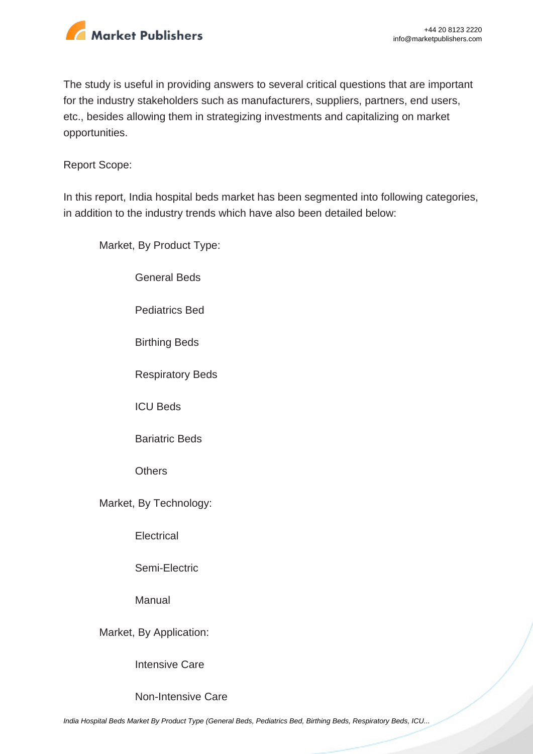The study is useful in providing answers to several critical questions that are important for the industry stakeholders such as manufacturers, suppliers, partners, end users, etc., besides allowing them in strategizing investments and capitalizing on market opportunities.

Report Scope:

In this report, India hospital beds market has been segmented into following categories, in addition to the industry trends which have also been detailed below:

- Market, By Product Type:
  - General Beds
  - Pediatrics Bed
  - Birthing Beds
  - Respiratory Beds
  - ICU Beds
  - Bariatric Beds
  - Others
- Market, By Technology:
  - Electrical
  - Semi-Electric
  - Manual
- Market, By Application:
  - Intensive Care
  - Non-Intensive Care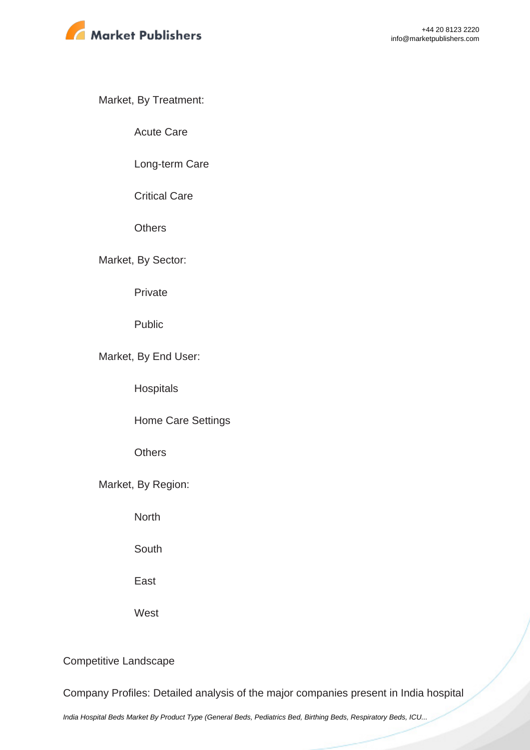Market, By Treatment:

- Acute Care
- Long-term Care
- Critical Care
- Others

Market, By Sector:

- Private
- Public

Market, By End User:

- Hospitals
- Home Care Settings
- Others

Market, By Region:

- North
- South
- East
- West

Competitive Landscape

Company Profiles: Detailed analysis of the major companies present in India hospital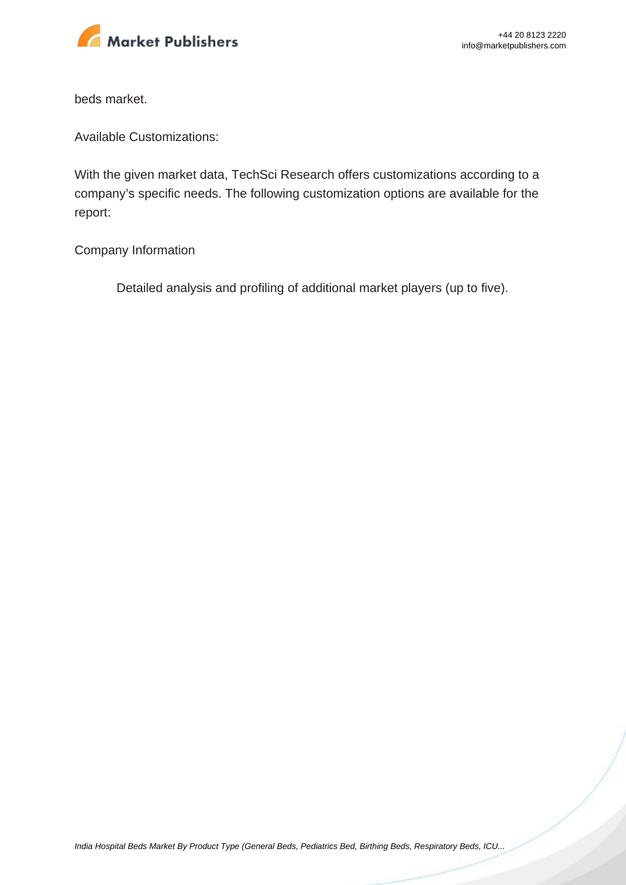beds market.

Available Customizations:

With the given market data, TechSci Research offers customizations according to a company's specific needs. The following customization options are available for the report:

Company Information

Detailed analysis and profiling of additional market players (up to five).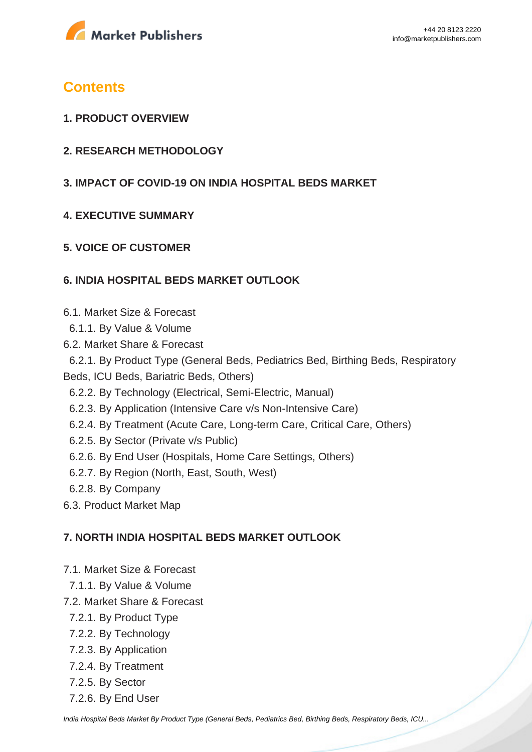## Contents

**1. PRODUCT OVERVIEW**

**2. RESEARCH METHODOLOGY**

**3. IMPACT OF COVID-19 ON INDIA HOSPITAL BEDS MARKET**

**4. EXECUTIVE SUMMARY**

**5. VOICE OF CUSTOMER**

**6. INDIA HOSPITAL BEDS MARKET OUTLOOK**

6.1. Market Size & Forecast
  6.1.1. By Value & Volume
6.2. Market Share & Forecast
  6.2.1. By Product Type (General Beds, Pediatrics Bed, Birthing Beds, Respiratory Beds, ICU Beds, Bariatric Beds, Others)
  6.2.2. By Technology (Electrical, Semi-Electric, Manual)
  6.2.3. By Application (Intensive Care v/s Non-Intensive Care)
  6.2.4. By Treatment (Acute Care, Long-term Care, Critical Care, Others)
  6.2.5. By Sector (Private v/s Public)
  6.2.6. By End User (Hospitals, Home Care Settings, Others)
  6.2.7. By Region (North, East, South, West)
  6.2.8. By Company
6.3. Product Market Map

**7. NORTH INDIA HOSPITAL BEDS MARKET OUTLOOK**

7.1. Market Size & Forecast
  7.1.1. By Value & Volume
7.2. Market Share & Forecast
  7.2.1. By Product Type
  7.2.2. By Technology
  7.2.3. By Application
  7.2.4. By Treatment
  7.2.5. By Sector
  7.2.6. By End User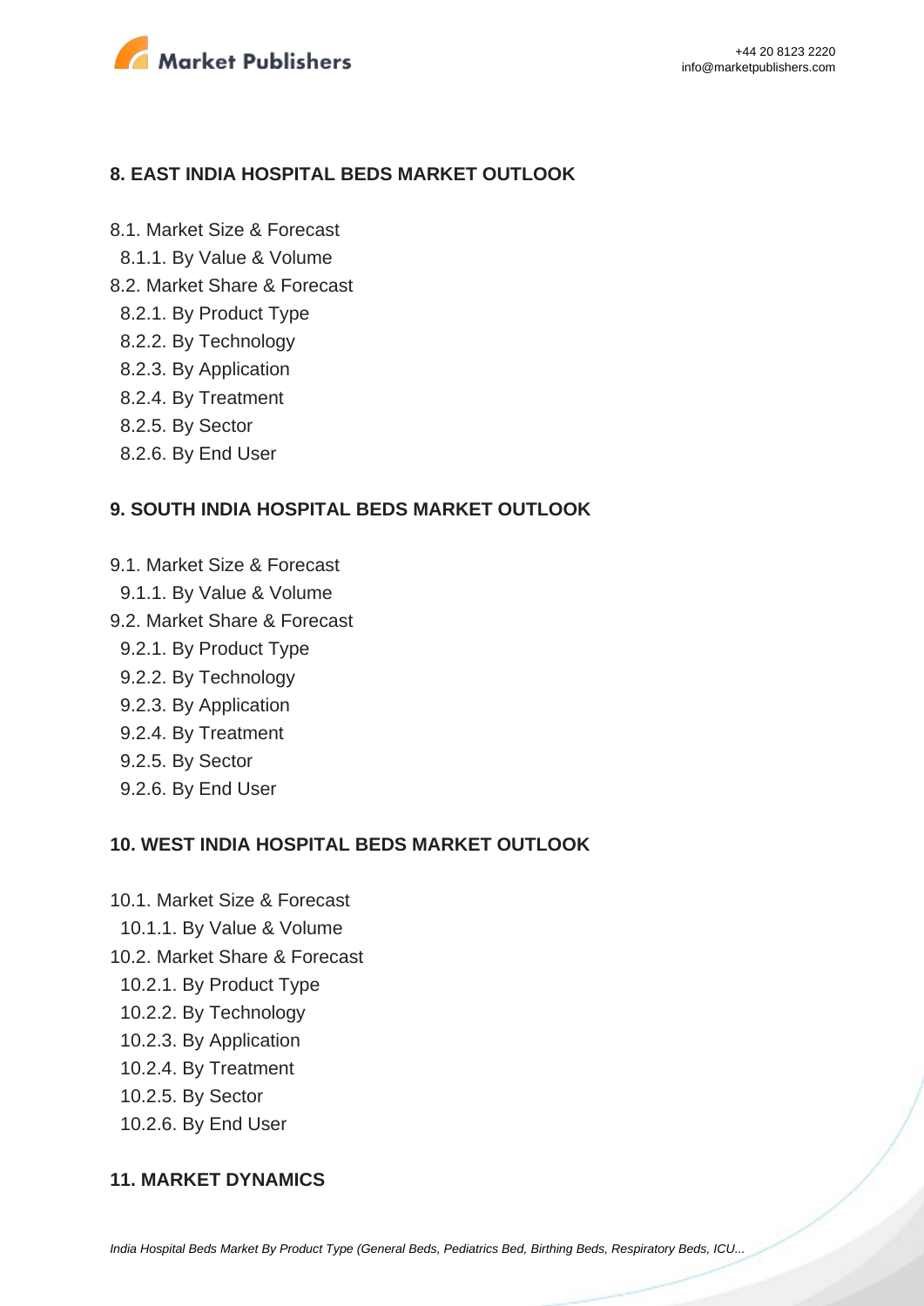## 8. EAST INDIA HOSPITAL BEDS MARKET OUTLOOK

8.1. Market Size & Forecast
  8.1.1. By Value & Volume
8.2. Market Share & Forecast
  8.2.1. By Product Type
  8.2.2. By Technology
  8.2.3. By Application
  8.2.4. By Treatment
  8.2.5. By Sector
  8.2.6. By End User

## 9. SOUTH INDIA HOSPITAL BEDS MARKET OUTLOOK

9.1. Market Size & Forecast
  9.1.1. By Value & Volume
9.2. Market Share & Forecast
  9.2.1. By Product Type
  9.2.2. By Technology
  9.2.3. By Application
  9.2.4. By Treatment
  9.2.5. By Sector
  9.2.6. By End User

## 10. WEST INDIA HOSPITAL BEDS MARKET OUTLOOK

10.1. Market Size & Forecast
  10.1.1. By Value & Volume
10.2. Market Share & Forecast
  10.2.1. By Product Type
  10.2.2. By Technology
  10.2.3. By Application
  10.2.4. By Treatment
  10.2.5. By Sector
  10.2.6. By End User

## 11. MARKET DYNAMICS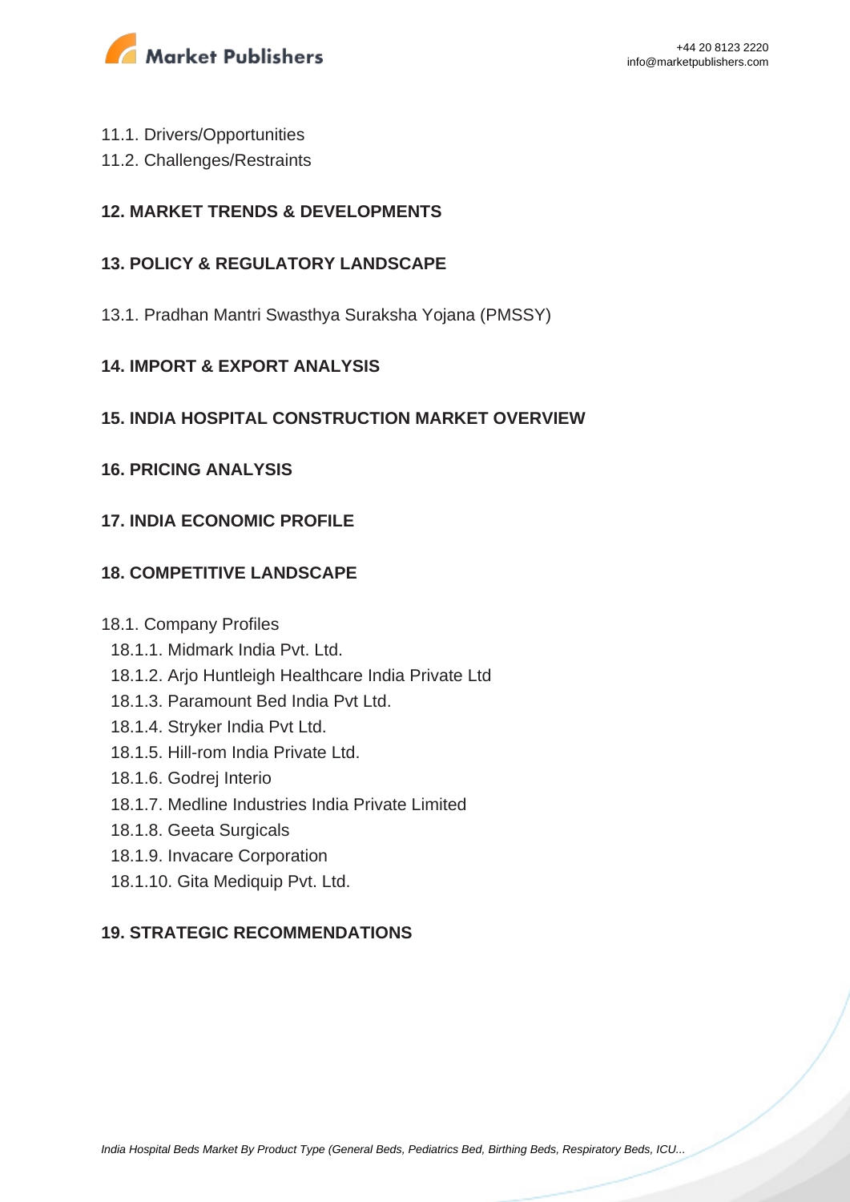11.1. Drivers/Opportunities
11.2. Challenges/Restraints

**12. MARKET TRENDS & DEVELOPMENTS**

**13. POLICY & REGULATORY LANDSCAPE**

13.1. Pradhan Mantri Swasthya Suraksha Yojana (PMSSY)

**14. IMPORT & EXPORT ANALYSIS**

**15. INDIA HOSPITAL CONSTRUCTION MARKET OVERVIEW**

**16. PRICING ANALYSIS**

**17. INDIA ECONOMIC PROFILE**

**18. COMPETITIVE LANDSCAPE**

18.1. Company Profiles
- 18.1.1. Midmark India Pvt. Ltd.
- 18.1.2. Arjo Huntleigh Healthcare India Private Ltd
- 18.1.3. Paramount Bed India Pvt Ltd.
- 18.1.4. Stryker India Pvt Ltd.
- 18.1.5. Hill-rom India Private Ltd.
- 18.1.6. Godrej Interio
- 18.1.7. Medline Industries India Private Limited
- 18.1.8. Geeta Surgicals
- 18.1.9. Invacare Corporation
- 18.1.10. Gita Mediquip Pvt. Ltd.

**19. STRATEGIC RECOMMENDATIONS**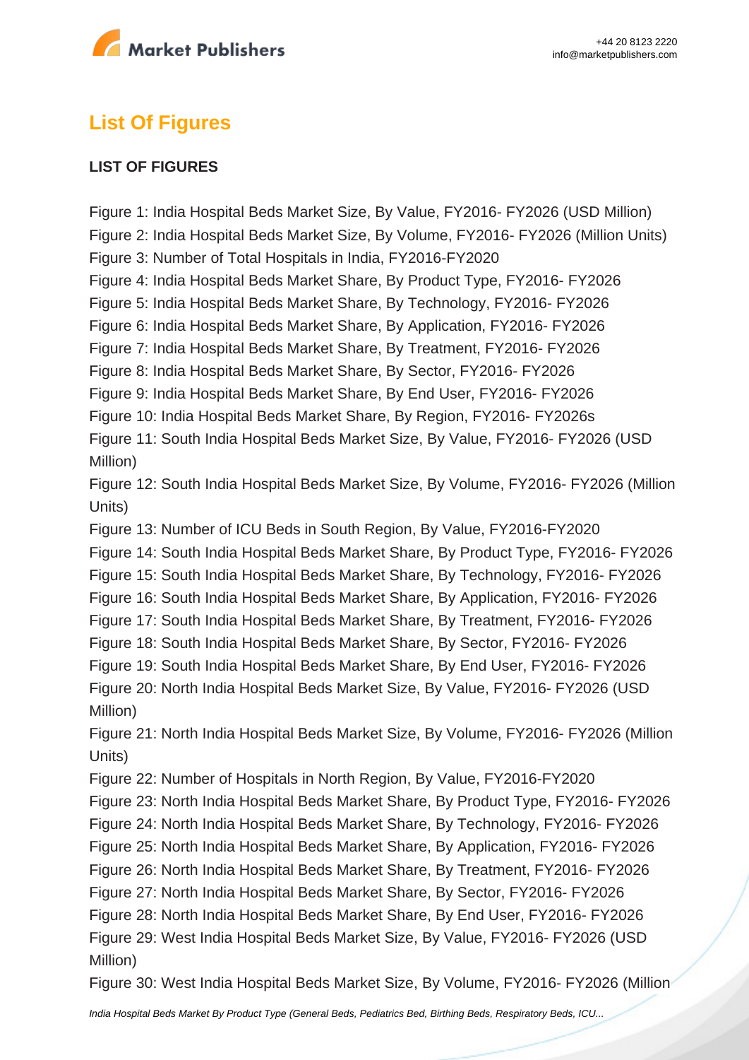## List Of Figures

**LIST OF FIGURES**

Figure 1: India Hospital Beds Market Size, By Value, FY2016- FY2026 (USD Million)
Figure 2: India Hospital Beds Market Size, By Volume, FY2016- FY2026 (Million Units)
Figure 3: Number of Total Hospitals in India, FY2016-FY2020
Figure 4: India Hospital Beds Market Share, By Product Type, FY2016- FY2026
Figure 5: India Hospital Beds Market Share, By Technology, FY2016- FY2026
Figure 6: India Hospital Beds Market Share, By Application, FY2016- FY2026
Figure 7: India Hospital Beds Market Share, By Treatment, FY2016- FY2026
Figure 8: India Hospital Beds Market Share, By Sector, FY2016- FY2026
Figure 9: India Hospital Beds Market Share, By End User, FY2016- FY2026
Figure 10: India Hospital Beds Market Share, By Region, FY2016- FY2026s
Figure 11: South India Hospital Beds Market Size, By Value, FY2016- FY2026 (USD Million)
Figure 12: South India Hospital Beds Market Size, By Volume, FY2016- FY2026 (Million Units)
Figure 13: Number of ICU Beds in South Region, By Value, FY2016-FY2020
Figure 14: South India Hospital Beds Market Share, By Product Type, FY2016- FY2026
Figure 15: South India Hospital Beds Market Share, By Technology, FY2016- FY2026
Figure 16: South India Hospital Beds Market Share, By Application, FY2016- FY2026
Figure 17: South India Hospital Beds Market Share, By Treatment, FY2016- FY2026
Figure 18: South India Hospital Beds Market Share, By Sector, FY2016- FY2026
Figure 19: South India Hospital Beds Market Share, By End User, FY2016- FY2026
Figure 20: North India Hospital Beds Market Size, By Value, FY2016- FY2026 (USD Million)
Figure 21: North India Hospital Beds Market Size, By Volume, FY2016- FY2026 (Million Units)
Figure 22: Number of Hospitals in North Region, By Value, FY2016-FY2020
Figure 23: North India Hospital Beds Market Share, By Product Type, FY2016- FY2026
Figure 24: North India Hospital Beds Market Share, By Technology, FY2016- FY2026
Figure 25: North India Hospital Beds Market Share, By Application, FY2016- FY2026
Figure 26: North India Hospital Beds Market Share, By Treatment, FY2016- FY2026
Figure 27: North India Hospital Beds Market Share, By Sector, FY2016- FY2026
Figure 28: North India Hospital Beds Market Share, By End User, FY2016- FY2026
Figure 29: West India Hospital Beds Market Size, By Value, FY2016- FY2026 (USD Million)
Figure 30: West India Hospital Beds Market Size, By Volume, FY2016- FY2026 (Million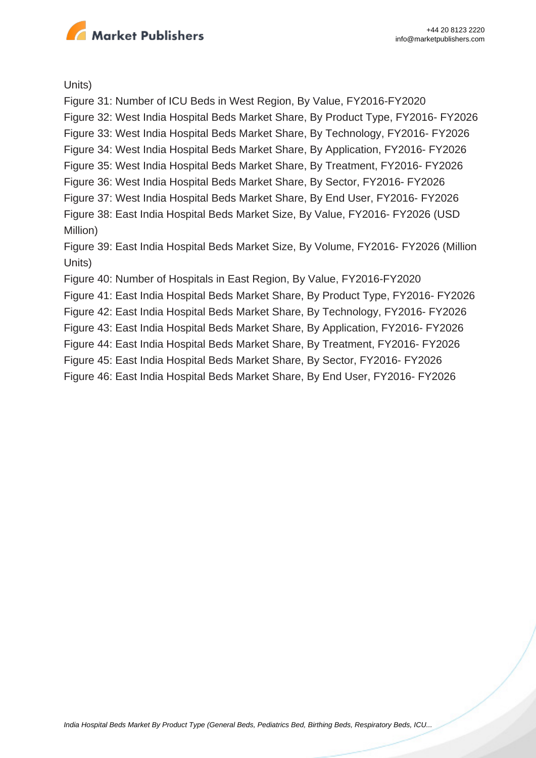Units)

Figure 31: Number of ICU Beds in West Region, By Value, FY2016-FY2020

Figure 32: West India Hospital Beds Market Share, By Product Type, FY2016- FY2026

Figure 33: West India Hospital Beds Market Share, By Technology, FY2016- FY2026

Figure 34: West India Hospital Beds Market Share, By Application, FY2016- FY2026

Figure 35: West India Hospital Beds Market Share, By Treatment, FY2016- FY2026

Figure 36: West India Hospital Beds Market Share, By Sector, FY2016- FY2026

Figure 37: West India Hospital Beds Market Share, By End User, FY2016- FY2026

Figure 38: East India Hospital Beds Market Size, By Value, FY2016- FY2026 (USD Million)

Figure 39: East India Hospital Beds Market Size, By Volume, FY2016- FY2026 (Million Units)

Figure 40: Number of Hospitals in East Region, By Value, FY2016-FY2020

Figure 41: East India Hospital Beds Market Share, By Product Type, FY2016- FY2026

Figure 42: East India Hospital Beds Market Share, By Technology, FY2016- FY2026

Figure 43: East India Hospital Beds Market Share, By Application, FY2016- FY2026

Figure 44: East India Hospital Beds Market Share, By Treatment, FY2016- FY2026

Figure 45: East India Hospital Beds Market Share, By Sector, FY2016- FY2026

Figure 46: East India Hospital Beds Market Share, By End User, FY2016- FY2026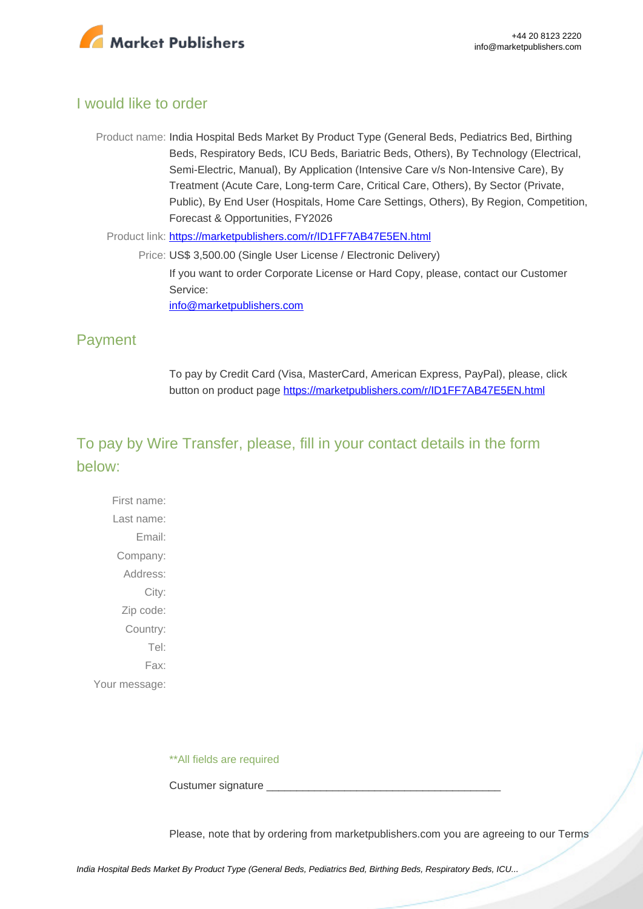## I would like to order

Product name: India Hospital Beds Market By Product Type (General Beds, Pediatrics Bed, Birthing Beds, Respiratory Beds, ICU Beds, Bariatric Beds, Others), By Technology (Electrical, Semi-Electric, Manual), By Application (Intensive Care v/s Non-Intensive Care), By Treatment (Acute Care, Long-term Care, Critical Care, Others), By Sector (Private, Public), By End User (Hospitals, Home Care Settings, Others), By Region, Competition, Forecast & Opportunities, FY2026

Product link: [https://marketpublishers.com/r/ID1FF7AB47E5EN.html](https://marketpublishers.com/r/ID1FF7AB47E5EN.html)

Price: US$ 3,500.00 (Single User License / Electronic Delivery)

If you want to order Corporate License or Hard Copy, please, contact our Customer Service:

[info@marketpublishers.com](mailto:info@marketpublishers.com)

## Payment

To pay by Credit Card (Visa, MasterCard, American Express, PayPal), please, click button on product page [https://marketpublishers.com/r/ID1FF7AB47E5EN.html](https://marketpublishers.com/r/ID1FF7AB47E5EN.html)

## To pay by Wire Transfer, please, fill in your contact details in the form below:

First name:

Last name:

Email:

Company:

Address:

City:

Zip code:

Country:

Tel:

Fax:

Your message:

**All fields are required

Custumer signature _______________________________________

Please, note that by ordering from marketpublishers.com you are agreeing to our Terms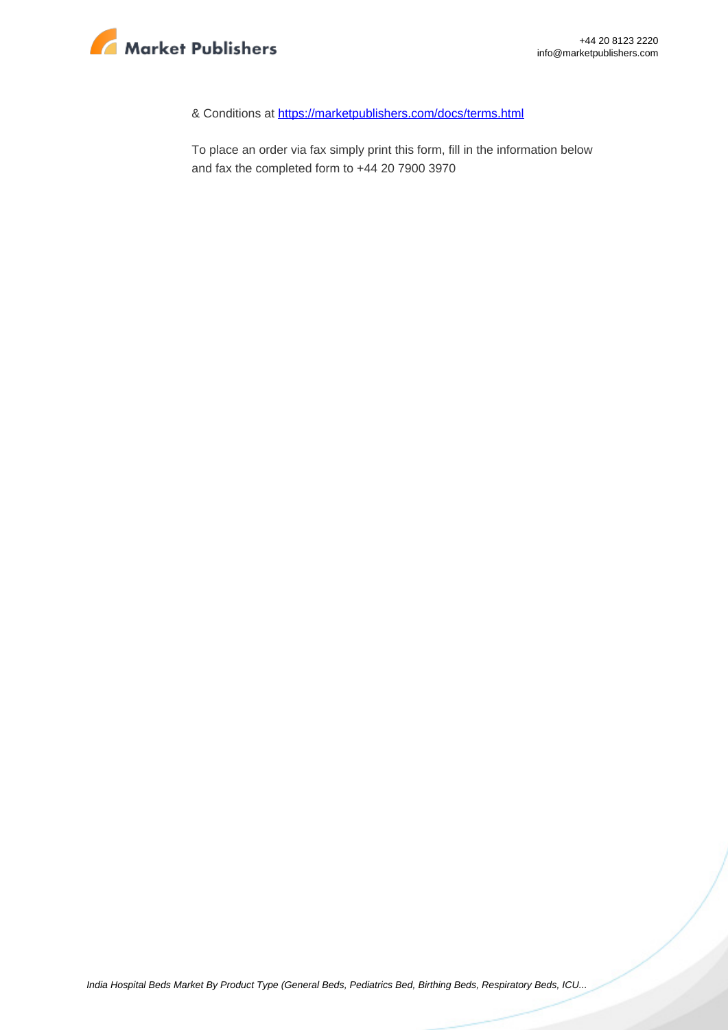& Conditions at https://marketpublishers.com/docs/terms.html

To place an order via fax simply print this form, fill in the information below and fax the completed form to +44 20 7900 3970